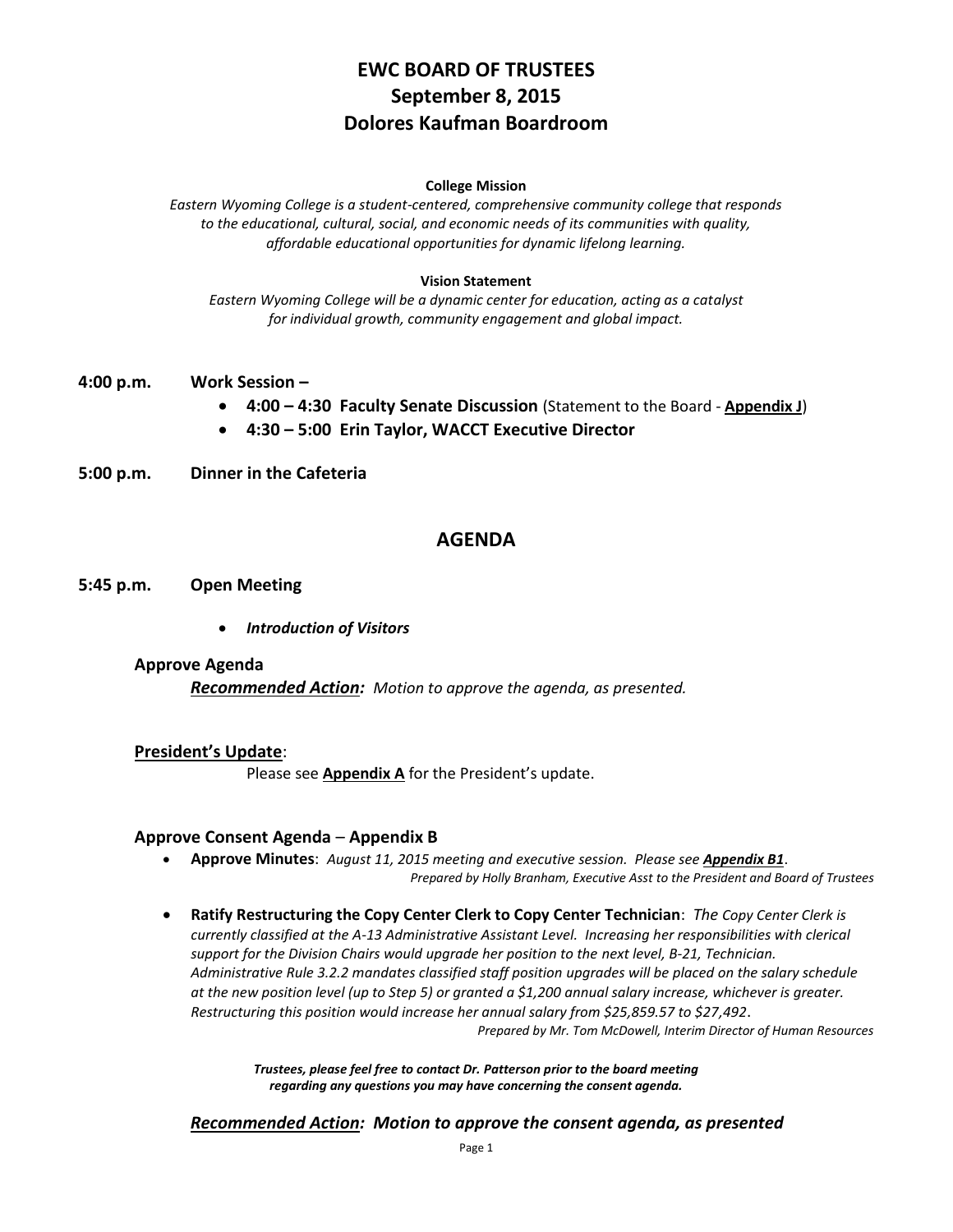# EWC BOARD OF TRUSTEES
# September 8, 2015
# Dolores Kaufman Boardroom

**College Mission**

*Eastern Wyoming College is a student-centered, comprehensive community college that responds to the educational, cultural, social, and economic needs of its communities with quality, affordable educational opportunities for dynamic lifelong learning.*

**Vision Statement**

*Eastern Wyoming College will be a dynamic center for education, acting as a catalyst for individual growth, community engagement and global impact.*

**4:00 p.m.** **Work Session –**

- **4:00 – 4:30 Faculty Senate Discussion** (Statement to the Board - **Appendix J**)
- **4:30 – 5:00 Erin Taylor, WACCT Executive Director**

**5:00 p.m.** **Dinner in the Cafeteria**

## AGENDA

**5:45 p.m.** **Open Meeting**

- ***Introduction of Visitors***

**Approve Agenda**

***Recommended Action:*** *Motion to approve the agenda, as presented.*

**President's Update**:

Please see **Appendix A** for the President's update.

**Approve Consent Agenda** – **Appendix B**

- **Approve Minutes**: *August 11, 2015 meeting and executive session. Please see **Appendix B1**.*
  *Prepared by Holly Branham, Executive Asst to the President and Board of Trustees*

- **Ratify Restructuring the Copy Center Clerk to Copy Center Technician**: *The Copy Center Clerk is currently classified at the A-13 Administrative Assistant Level. Increasing her responsibilities with clerical support for the Division Chairs would upgrade her position to the next level, B-21, Technician. Administrative Rule 3.2.2 mandates classified staff position upgrades will be placed on the salary schedule at the new position level (up to Step 5) or granted a $1,200 annual salary increase, whichever is greater. Restructuring this position would increase her annual salary from $25,859.57 to $27,492.*
  *Prepared by Mr. Tom McDowell, Interim Director of Human Resources*

***Trustees, please feel free to contact Dr. Patterson prior to the board meeting regarding any questions you may have concerning the consent agenda.***

***Recommended Action:*** ***Motion to approve the consent agenda, as presented***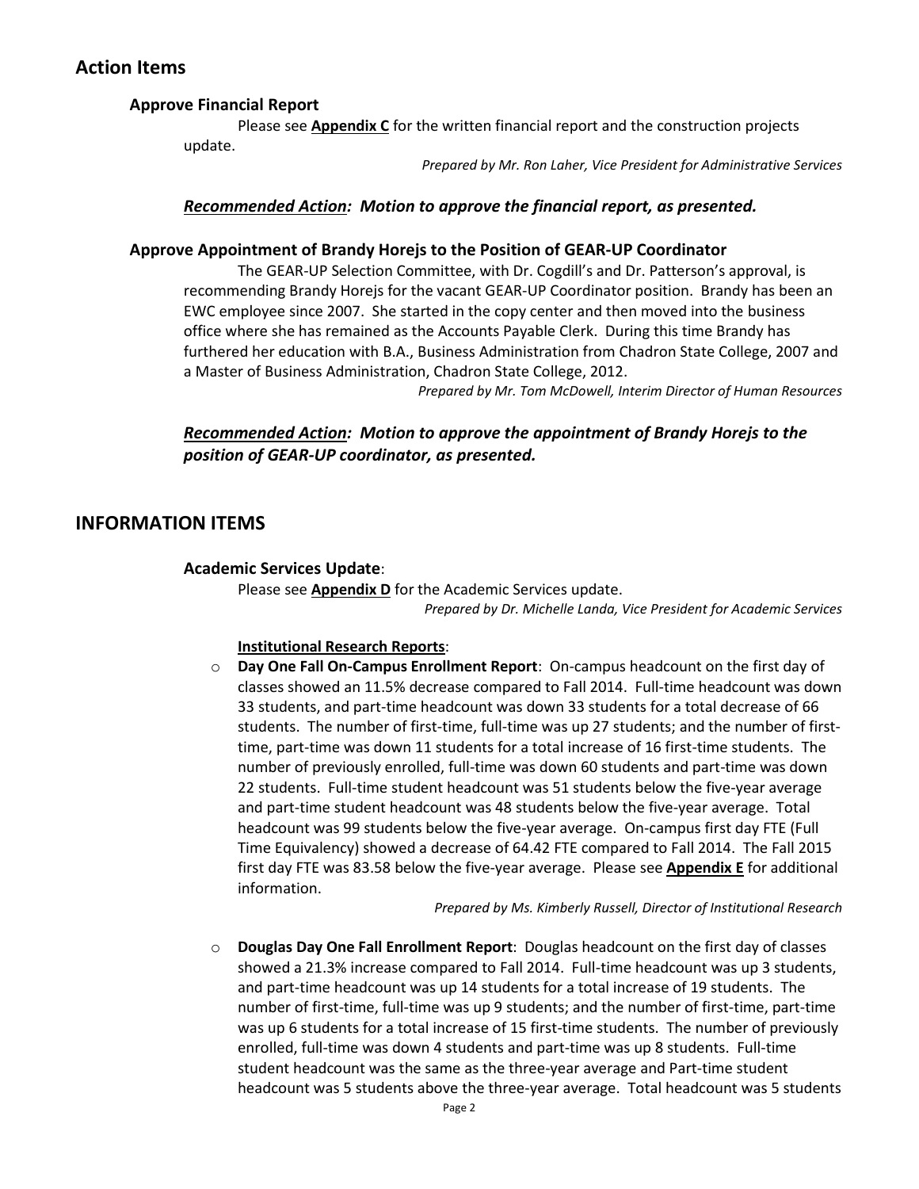## Action Items

### Approve Financial Report

Please see **Appendix C** for the written financial report and the construction projects update.

*Prepared by Mr. Ron Laher, Vice President for Administrative Services*

***Recommended Action:* Motion to approve the financial report, as presented.**

### Approve Appointment of Brandy Horejs to the Position of GEAR-UP Coordinator

The GEAR-UP Selection Committee, with Dr. Cogdill's and Dr. Patterson's approval, is recommending Brandy Horejs for the vacant GEAR-UP Coordinator position. Brandy has been an EWC employee since 2007. She started in the copy center and then moved into the business office where she has remained as the Accounts Payable Clerk. During this time Brandy has furthered her education with B.A., Business Administration from Chadron State College, 2007 and a Master of Business Administration, Chadron State College, 2012.

*Prepared by Mr. Tom McDowell, Interim Director of Human Resources*

***Recommended Action:* Motion to approve the appointment of Brandy Horejs to the position of GEAR-UP coordinator, as presented.**

## INFORMATION ITEMS

### Academic Services Update:

Please see **Appendix D** for the Academic Services update.

*Prepared by Dr. Michelle Landa, Vice President for Academic Services*

**Institutional Research Reports**:

- **Day One Fall On-Campus Enrollment Report**: On-campus headcount on the first day of classes showed an 11.5% decrease compared to Fall 2014. Full-time headcount was down 33 students, and part-time headcount was down 33 students for a total decrease of 66 students. The number of first-time, full-time was up 27 students; and the number of first-time, part-time was down 11 students for a total increase of 16 first-time students. The number of previously enrolled, full-time was down 60 students and part-time was down 22 students. Full-time student headcount was 51 students below the five-year average and part-time student headcount was 48 students below the five-year average. Total headcount was 99 students below the five-year average. On-campus first day FTE (Full Time Equivalency) showed a decrease of 64.42 FTE compared to Fall 2014. The Fall 2015 first day FTE was 83.58 below the five-year average. Please see **Appendix E** for additional information.

  *Prepared by Ms. Kimberly Russell, Director of Institutional Research*

- **Douglas Day One Fall Enrollment Report**: Douglas headcount on the first day of classes showed a 21.3% increase compared to Fall 2014. Full-time headcount was up 3 students, and part-time headcount was up 14 students for a total increase of 19 students. The number of first-time, full-time was up 9 students; and the number of first-time, part-time was up 6 students for a total increase of 15 first-time students. The number of previously enrolled, full-time was down 4 students and part-time was up 8 students. Full-time student headcount was the same as the three-year average and Part-time student headcount was 5 students above the three-year average. Total headcount was 5 students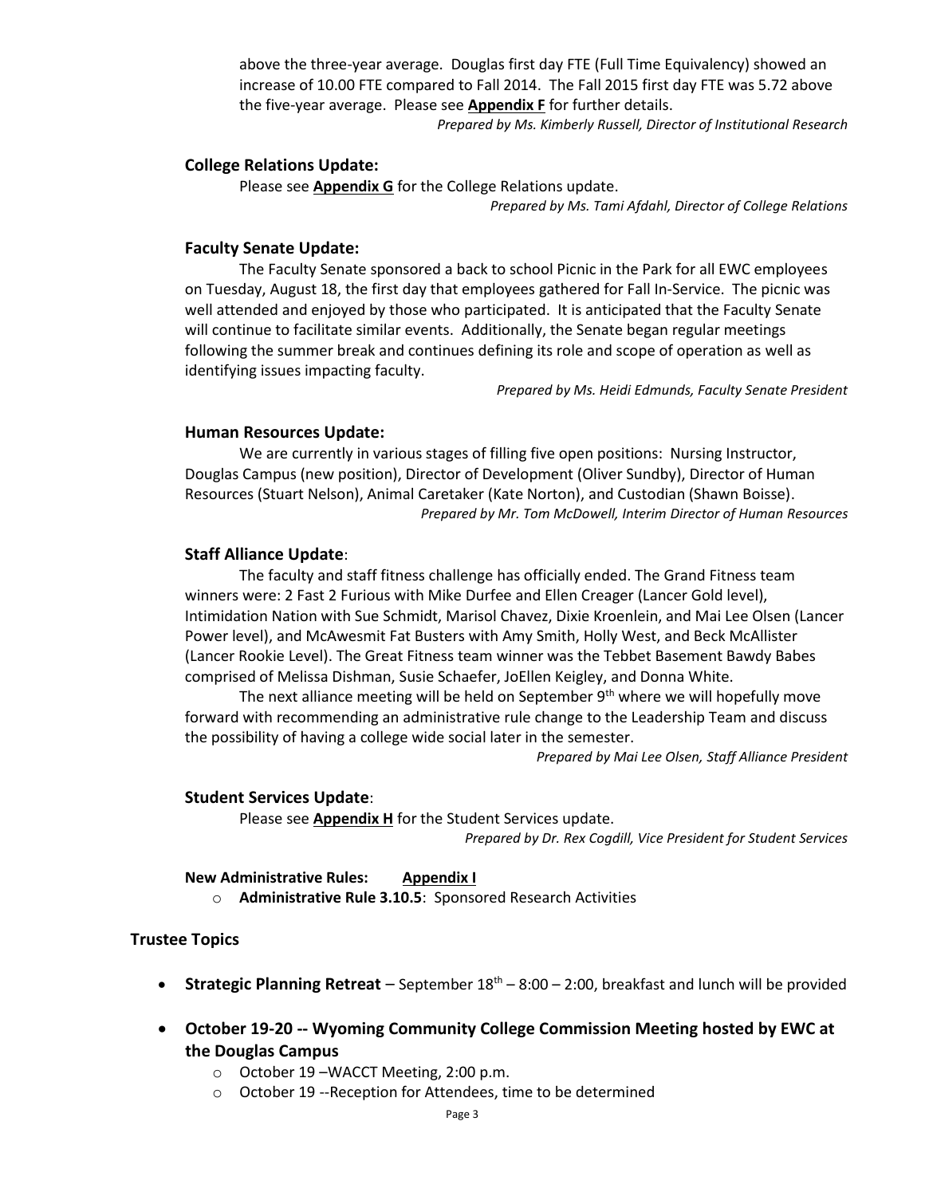above the three-year average. Douglas first day FTE (Full Time Equivalency) showed an increase of 10.00 FTE compared to Fall 2014. The Fall 2015 first day FTE was 5.72 above the five-year average. Please see **Appendix F** for further details.

*Prepared by Ms. Kimberly Russell, Director of Institutional Research*

### College Relations Update:

Please see **Appendix G** for the College Relations update.

*Prepared by Ms. Tami Afdahl, Director of College Relations*

### Faculty Senate Update:

The Faculty Senate sponsored a back to school Picnic in the Park for all EWC employees on Tuesday, August 18, the first day that employees gathered for Fall In-Service. The picnic was well attended and enjoyed by those who participated. It is anticipated that the Faculty Senate will continue to facilitate similar events. Additionally, the Senate began regular meetings following the summer break and continues defining its role and scope of operation as well as identifying issues impacting faculty.

*Prepared by Ms. Heidi Edmunds, Faculty Senate President*

### Human Resources Update:

We are currently in various stages of filling five open positions: Nursing Instructor, Douglas Campus (new position), Director of Development (Oliver Sundby), Director of Human Resources (Stuart Nelson), Animal Caretaker (Kate Norton), and Custodian (Shawn Boisse).

*Prepared by Mr. Tom McDowell, Interim Director of Human Resources*

### Staff Alliance Update:

The faculty and staff fitness challenge has officially ended. The Grand Fitness team winners were: 2 Fast 2 Furious with Mike Durfee and Ellen Creager (Lancer Gold level), Intimidation Nation with Sue Schmidt, Marisol Chavez, Dixie Kroenlein, and Mai Lee Olsen (Lancer Power level), and McAwesmit Fat Busters with Amy Smith, Holly West, and Beck McAllister (Lancer Rookie Level). The Great Fitness team winner was the Tebbet Basement Bawdy Babes comprised of Melissa Dishman, Susie Schaefer, JoEllen Keigley, and Donna White.

The next alliance meeting will be held on September 9th where we will hopefully move forward with recommending an administrative rule change to the Leadership Team and discuss the possibility of having a college wide social later in the semester.

*Prepared by Mai Lee Olsen, Staff Alliance President*

### Student Services Update:

Please see **Appendix H** for the Student Services update.

*Prepared by Dr. Rex Cogdill, Vice President for Student Services*

**New Administrative Rules:** **Appendix I**

- **Administrative Rule 3.10.5**: Sponsored Research Activities

## Trustee Topics

- **Strategic Planning Retreat** – September 18th – 8:00 – 2:00, breakfast and lunch will be provided
- **October 19-20 -- Wyoming Community College Commission Meeting hosted by EWC at the Douglas Campus**
  - October 19 –WACCT Meeting, 2:00 p.m.
  - October 19 --Reception for Attendees, time to be determined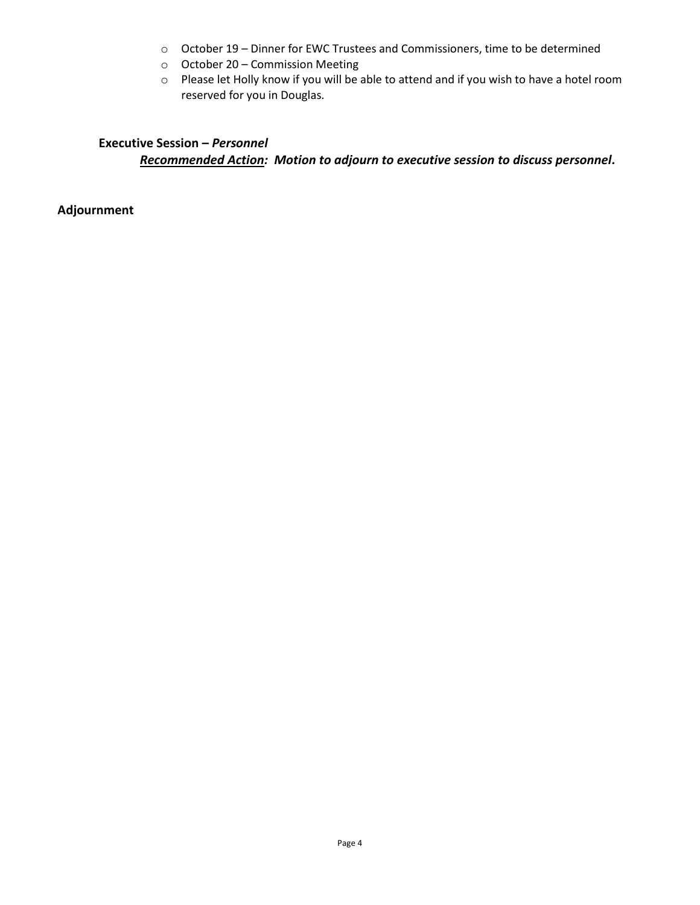- October 19 – Dinner for EWC Trustees and Commissioners, time to be determined
- October 20 – Commission Meeting
- Please let Holly know if you will be able to attend and if you wish to have a hotel room reserved for you in Douglas.

**Executive Session –** ***Personnel***

***<u>Recommended Action</u>: Motion to adjourn to executive session to discuss personnel.***

**Adjournment**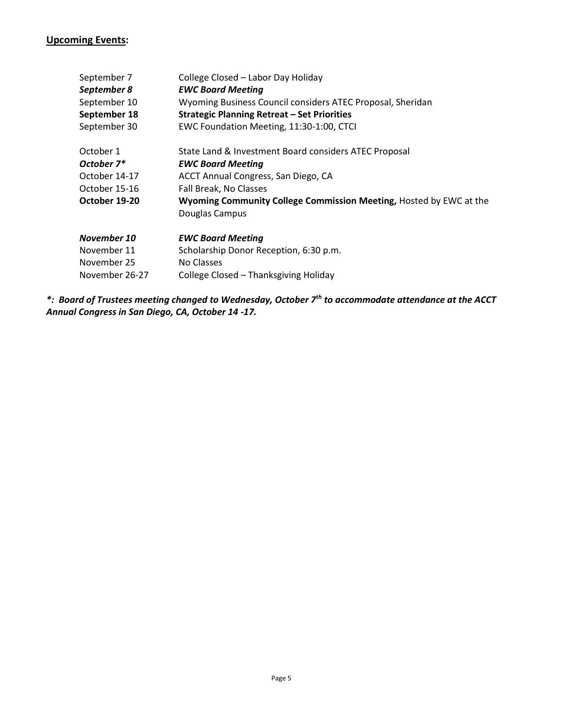**<u>Upcoming Events</u>:**

| | |
|---|---|
| September 7 | College Closed – Labor Day Holiday |
| ***September 8*** | ***EWC Board Meeting*** |
| September 10 | Wyoming Business Council considers ATEC Proposal, Sheridan |
| **September 18** | **Strategic Planning Retreat – Set Priorities** |
| September 30 | EWC Foundation Meeting, 11:30-1:00, CTCI |
| October 1 | State Land & Investment Board considers ATEC Proposal |
| ***October 7**** | ***EWC Board Meeting*** |
| October 14-17 | ACCT Annual Congress, San Diego, CA |
| October 15-16 | Fall Break, No Classes |
| **October 19-20** | **Wyoming Community College Commission Meeting,** Hosted by EWC at the Douglas Campus |
| ***November 10*** | ***EWC Board Meeting*** |
| November 11 | Scholarship Donor Reception, 6:30 p.m. |
| November 25 | No Classes |
| November 26-27 | College Closed – Thanksgiving Holiday |

***: Board of Trustees meeting changed to Wednesday, October 7th to accommodate attendance at the ACCT Annual Congress in San Diego, CA, October 14 -17.***